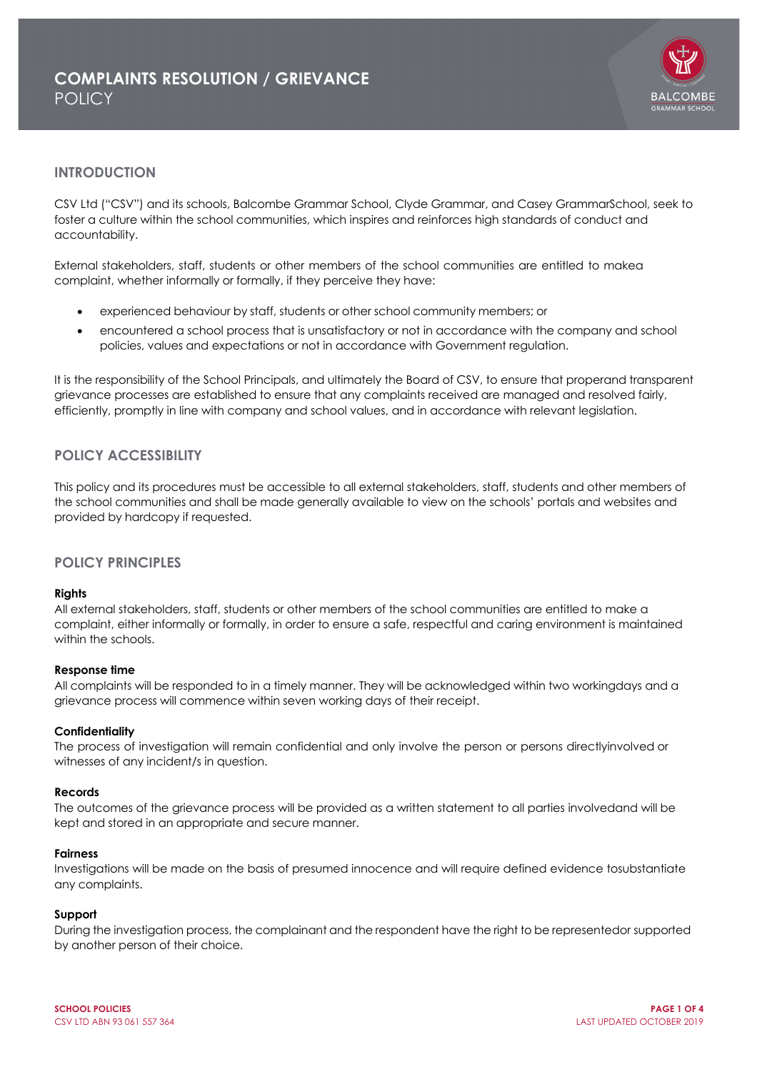# COMPLAINTS RESOLUTION / GRIEVANCE POLICY

## INTRODUCTION

CSV Ltd ("CSV") and its schools, Balcombe Grammar School, Clyde Grammar, and Casey GrammarSchool, seek to foster a culture within the school communities, which inspires and reinforces high standards of conduct and accountability.

External stakeholders, staff, students or other members of the school communities are entitled to makea complaint, whether informally or formally, if they perceive they have:

- experienced behaviour by staff, students or other school community members; or
- encountered a school process that is unsatisfactory or not in accordance with the company and school policies, values and expectations or not in accordance with Government regulation.

It is the responsibility of the School Principals, and ultimately the Board of CSV, to ensure that properand transparent grievance processes are established to ensure that any complaints received are managed and resolved fairly, efficiently, promptly in line with company and school values, and in accordance with relevant legislation.

## POLICY ACCESSIBILITY

This policy and its procedures must be accessible to all external stakeholders, staff, students and other members of the school communities and shall be made generally available to view on the schools' portals and websites and provided by hardcopy if requested.

## POLICY PRINCIPLES

**Rights**
All external stakeholders, staff, students or other members of the school communities are entitled to make a complaint, either informally or formally, in order to ensure a safe, respectful and caring environment is maintained within the schools.

**Response time**
All complaints will be responded to in a timely manner. They will be acknowledged within two workingdays and a grievance process will commence within seven working days of their receipt.

**Confidentiality**
The process of investigation will remain confidential and only involve the person or persons directlyinvolved or witnesses of any incident/s in question.

**Records**
The outcomes of the grievance process will be provided as a written statement to all parties involvedand will be kept and stored in an appropriate and secure manner.

**Fairness**
Investigations will be made on the basis of presumed innocence and will require defined evidence tosubstantiate any complaints.

**Support**
During the investigation process, the complainant and the respondent have the right to be representedor supported by another person of their choice.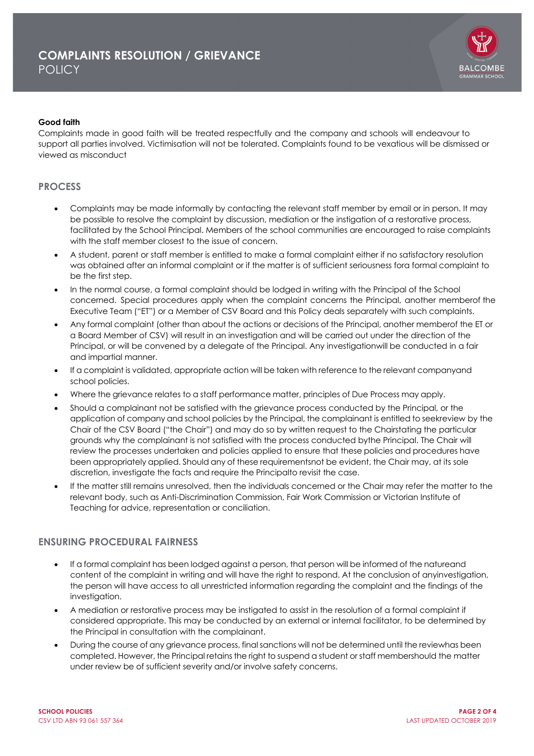**Good faith**

Complaints made in good faith will be treated respectfully and the company and schools will endeavour to support all parties involved. Victimisation will not be tolerated. Complaints found to be vexatious will be dismissed or viewed as misconduct

## PROCESS

- Complaints may be made informally by contacting the relevant staff member by email or in person. It may be possible to resolve the complaint by discussion, mediation or the instigation of a restorative process, facilitated by the School Principal. Members of the school communities are encouraged to raise complaints with the staff member closest to the issue of concern.
- A student, parent or staff member is entitled to make a formal complaint either if no satisfactory resolution was obtained after an informal complaint or if the matter is of sufficient seriousness fora formal complaint to be the first step.
- In the normal course, a formal complaint should be lodged in writing with the Principal of the School concerned. Special procedures apply when the complaint concerns the Principal, another memberof the Executive Team ("ET") or a Member of CSV Board and this Policy deals separately with such complaints.
- Any formal complaint (other than about the actions or decisions of the Principal, another memberof the ET or a Board Member of CSV) will result in an investigation and will be carried out under the direction of the Principal, or will be convened by a delegate of the Principal. Any investigationwill be conducted in a fair and impartial manner.
- If a complaint is validated, appropriate action will be taken with reference to the relevant companyand school policies.
- Where the grievance relates to a staff performance matter, principles of Due Process may apply.
- Should a complainant not be satisfied with the grievance process conducted by the Principal, or the application of company and school policies by the Principal, the complainant is entitled to seekreview by the Chair of the CSV Board ("the Chair") and may do so by written request to the Chairstating the particular grounds why the complainant is not satisfied with the process conducted bythe Principal. The Chair will review the processes undertaken and policies applied to ensure that these policies and procedures have been appropriately applied. Should any of these requirementsnot be evident, the Chair may, at its sole discretion, investigate the facts and require the Principalto revisit the case.
- If the matter still remains unresolved, then the individuals concerned or the Chair may refer the matter to the relevant body, such as Anti-Discrimination Commission, Fair Work Commission or Victorian Institute of Teaching for advice, representation or conciliation.

## ENSURING PROCEDURAL FAIRNESS

- If a formal complaint has been lodged against a person, that person will be informed of the natureand content of the complaint in writing and will have the right to respond. At the conclusion of anyinvestigation, the person will have access to all unrestricted information regarding the complaint and the findings of the investigation.
- A mediation or restorative process may be instigated to assist in the resolution of a formal complaint if considered appropriate. This may be conducted by an external or internal facilitator, to be determined by the Principal in consultation with the complainant.
- During the course of any grievance process, final sanctions will not be determined until the reviewhas been completed. However, the Principal retains the right to suspend a student or staff membershould the matter under review be of sufficient severity and/or involve safety concerns.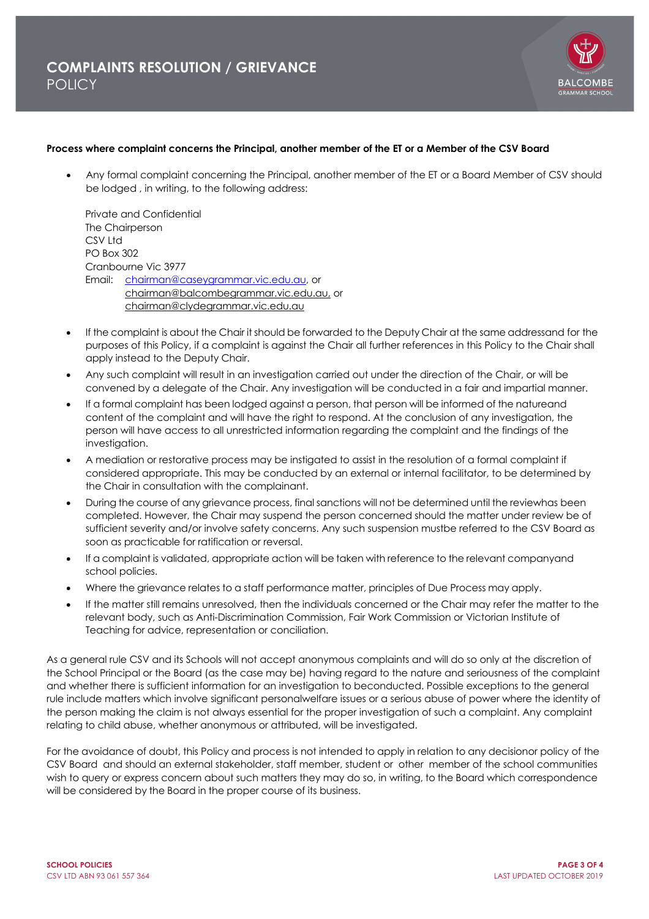**Process where complaint concerns the Principal, another member of the ET or a Member of the CSV Board**

- Any formal complaint concerning the Principal, another member of the ET or a Board Member of CSV should be lodged , in writing, to the following address:

  Private and Confidential
  The Chairperson
  CSV Ltd
  PO Box 302
  Cranbourne Vic 3977
  Email: chairman@caseygrammar.vic.edu.au, or
  chairman@balcombegrammar.vic.edu.au, or
  chairman@clydegrammar.vic.edu.au

- If the complaint is about the Chair it should be forwarded to the Deputy Chair at the same addressand for the purposes of this Policy, if a complaint is against the Chair all further references in this Policy to the Chair shall apply instead to the Deputy Chair.
- Any such complaint will result in an investigation carried out under the direction of the Chair, or will be convened by a delegate of the Chair. Any investigation will be conducted in a fair and impartial manner.
- If a formal complaint has been lodged against a person, that person will be informed of the natureand content of the complaint and will have the right to respond. At the conclusion of any investigation, the person will have access to all unrestricted information regarding the complaint and the findings of the investigation.
- A mediation or restorative process may be instigated to assist in the resolution of a formal complaint if considered appropriate. This may be conducted by an external or internal facilitator, to be determined by the Chair in consultation with the complainant.
- During the course of any grievance process, final sanctions will not be determined until the reviewhas been completed. However, the Chair may suspend the person concerned should the matter under review be of sufficient severity and/or involve safety concerns. Any such suspension mustbe referred to the CSV Board as soon as practicable for ratification or reversal.
- If a complaint is validated, appropriate action will be taken with reference to the relevant companyand school policies.
- Where the grievance relates to a staff performance matter, principles of Due Process may apply.
- If the matter still remains unresolved, then the individuals concerned or the Chair may refer the matter to the relevant body, such as Anti-Discrimination Commission, Fair Work Commission or Victorian Institute of Teaching for advice, representation or conciliation.

As a general rule CSV and its Schools will not accept anonymous complaints and will do so only at the discretion of the School Principal or the Board (as the case may be) having regard to the nature and seriousness of the complaint and whether there is sufficient information for an investigation to beconducted. Possible exceptions to the general rule include matters which involve significant personalwelfare issues or a serious abuse of power where the identity of the person making the claim is not always essential for the proper investigation of such a complaint. Any complaint relating to child abuse, whether anonymous or attributed, will be investigated.

For the avoidance of doubt, this Policy and process is not intended to apply in relation to any decisionor policy of the CSV Board and should an external stakeholder, staff member, student or other member of the school communities wish to query or express concern about such matters they may do so, in writing, to the Board which correspondence will be considered by the Board in the proper course of its business.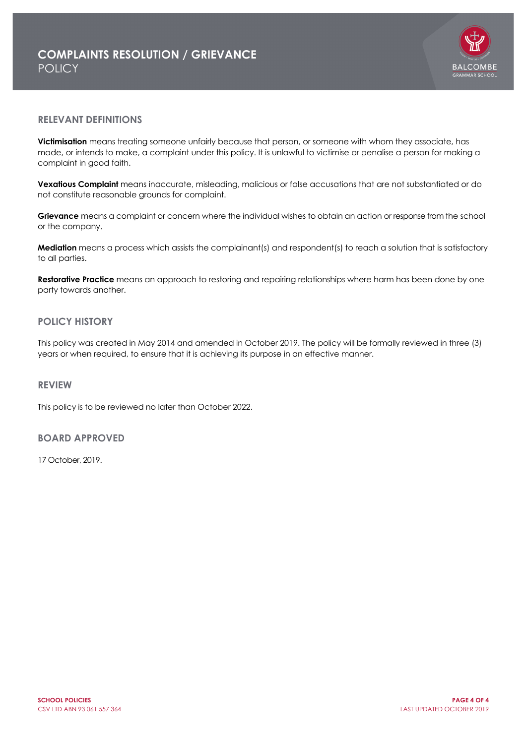## RELEVANT DEFINITIONS

**Victimisation** means treating someone unfairly because that person, or someone with whom they associate, has made, or intends to make, a complaint under this policy. It is unlawful to victimise or penalise a person for making a complaint in good faith.

**Vexatious Complaint** means inaccurate, misleading, malicious or false accusations that are not substantiated or do not constitute reasonable grounds for complaint.

**Grievance** means a complaint or concern where the individual wishes to obtain an action or response from the school or the company.

**Mediation** means a process which assists the complainant(s) and respondent(s) to reach a solution that is satisfactory to all parties.

**Restorative Practice** means an approach to restoring and repairing relationships where harm has been done by one party towards another.

## POLICY HISTORY

This policy was created in May 2014 and amended in October 2019. The policy will be formally reviewed in three (3) years or when required, to ensure that it is achieving its purpose in an effective manner.

## REVIEW

This policy is to be reviewed no later than October 2022.

## BOARD APPROVED

17 October, 2019.